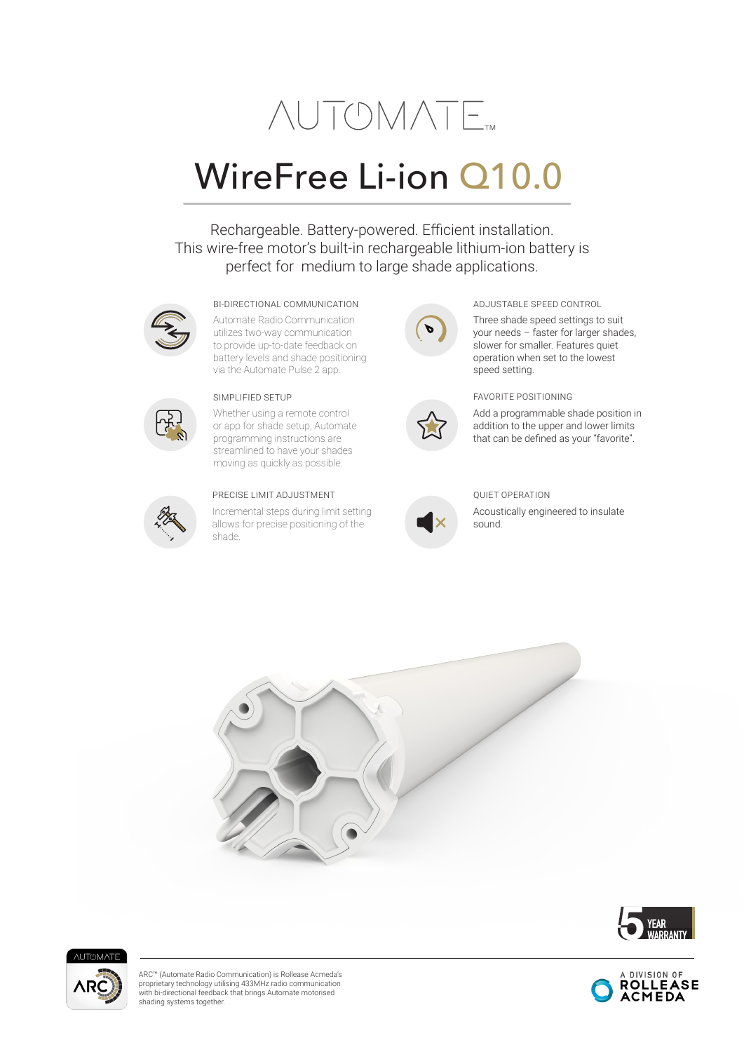# AUTOMATE™

## WireFree Li-ion Q10.0

Rechargeable. Battery-powered. Efficient installation.
This wire-free motor's built-in rechargeable lithium-ion battery is perfect for medium to large shade applications.

### BI-DIRECTIONAL COMMUNICATION

Automate Radio Communication utilizes two-way communication to provide up-to-date feedback on battery levels and shade positioning via the Automate Pulse 2 app.

### SIMPLIFIED SETUP

Whether using a remote control or app for shade setup, Automate programming instructions are streamlined to have your shades moving as quickly as possible.

### PRECISE LIMIT ADJUSTMENT

Incremental steps during limit setting allows for precise positioning of the shade.

### ADJUSTABLE SPEED CONTROL

Three shade speed settings to suit your needs – faster for larger shades, slower for smaller. Features quiet operation when set to the lowest speed setting.

### FAVORITE POSITIONING

Add a programmable shade position in addition to the upper and lower limits that can be defined as your "favorite".

### QUIET OPERATION

Acoustically engineered to insulate sound.

5 YEAR WARRANTY

ARC™ (Automate Radio Communication) is Rollease Acmeda's proprietary technology utilising 433MHz radio communication with bi-directional feedback that brings Automate motorised shading systems together.

A DIVISION OF ROLLEASE ACMEDA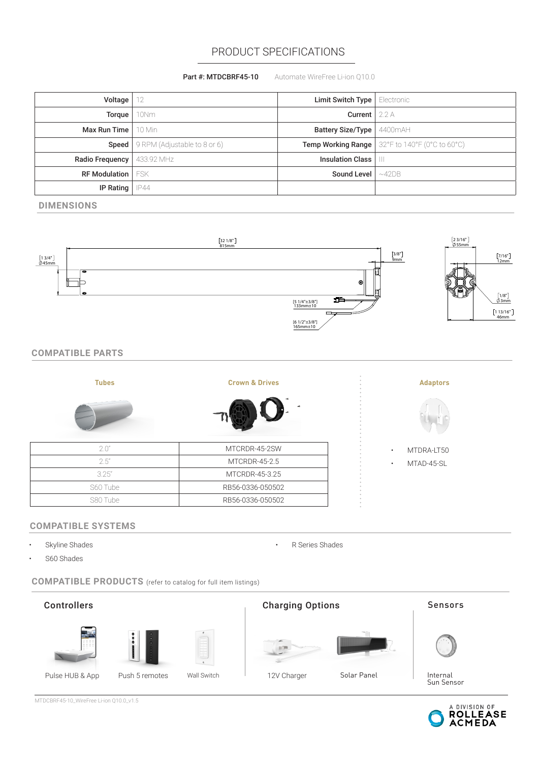# PRODUCT SPECIFICATIONS

**Part #: MTDCBRF45-10** Automate WireFree Li-ion Q10.0

| | | | |
|---|---|---|---|
| **Voltage** | 12 | **Limit Switch Type** | Electronic |
| **Torque** | 10Nm | **Current** | 2.2 A |
| **Max Run Time** | 10 Min | **Battery Size/Type** | 4400mAH |
| **Speed** | 9 RPM (Adjustable to 8 or 6) | **Temp Working Range** | 32°F to 140°F (0°C to 60°C) |
| **Radio Frequency** | 433.92 MHz | **Insulation Class** | III |
| **RF Modulation** | FSK | **Sound Level** | ~42DB |
| **IP Rating** | IP44 | | |

## DIMENSIONS

[32 1/8"]
815mm

[1 3/4"]
Ø45mm

[3/8"]
9mm

[5 1/4"±3/8"]
133mm±10

[6 1/2"±3/8"]
165mm±10

[2 3/16"]
Ø55mm

[7/16"]
12mm

[1/8"]
Ø3mm

[1 13/16"]
46mm

## COMPATIBLE PARTS

| Tubes | Crown & Drives |
|---|---|
| 2.0" | MTCRDR-45-2SW |
| 2.5" | MTCRDR-45-2.5 |
| 3.25" | MTCRDR-45-3.25 |
| S60 Tube | RB56-0336-050502 |
| S80 Tube | RB56-0336-050502 |

**Adaptors**

- MTDRA-LT50
- MTAD-45-SL

## COMPATIBLE SYSTEMS

- Skyline Shades
- S60 Shades
- R Series Shades

## COMPATIBLE PRODUCTS (refer to catalog for full item listings)

### Controllers

Pulse HUB & App

Push 5 remotes

Wall Switch

### Charging Options

12V Charger

Solar Panel

### Sensors

Internal Sun Sensor

MTDCBRF45-10_WireFree Li-ion Q10.0_v1.5

A DIVISION OF ROLLEASE ACMEDA